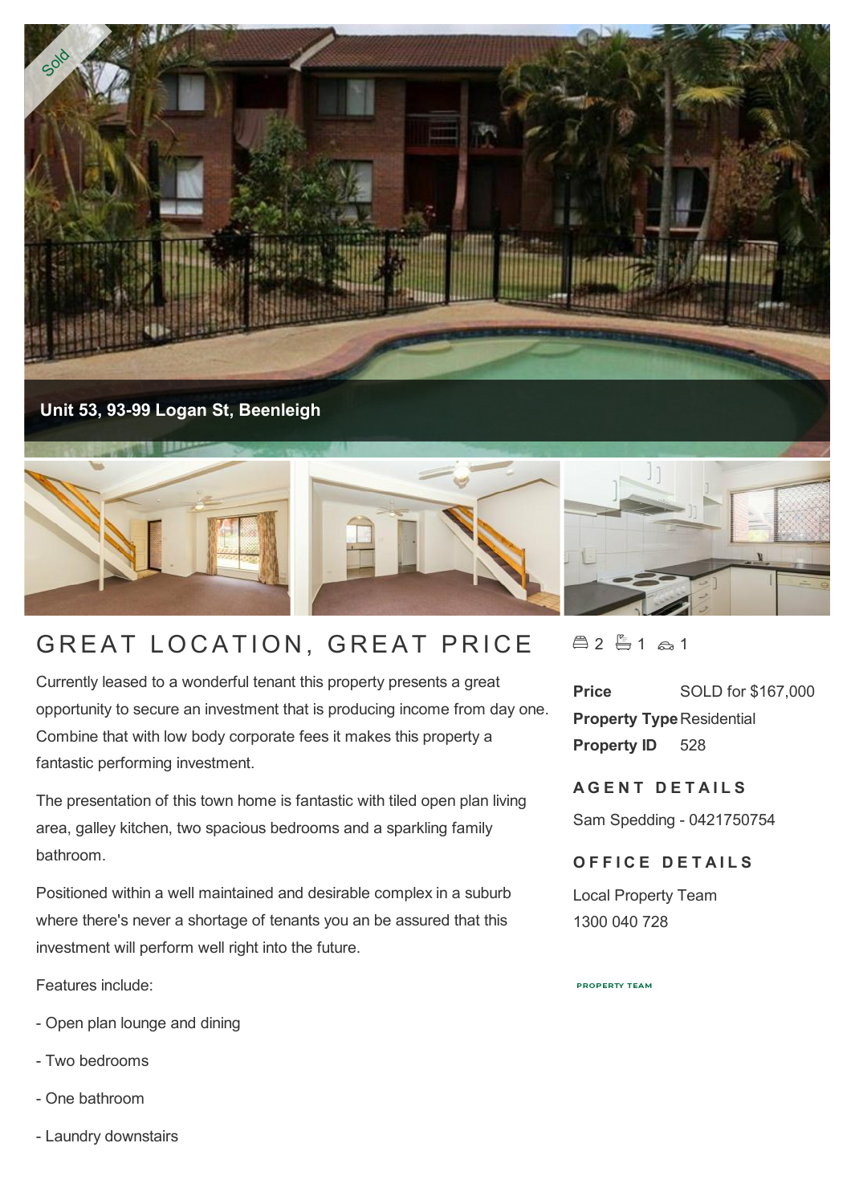Sold

**Unit 53, 93-99 Logan St, Beenleigh**

# GREAT LOCATION, GREAT PRICE

Currently leased to a wonderful tenant this property presents a great opportunity to secure an investment that is producing income from day one. Combine that with low body corporate fees it makes this property a fantastic performing investment.

The presentation of this town home is fantastic with tiled open plan living area, galley kitchen, two spacious bedrooms and a sparkling family bathroom.

Positioned within a well maintained and desirable complex in a suburb where there's never a shortage of tenants you an be assured that this investment will perform well right into the future.

Features include:

- Open plan lounge and dining

- Two bedrooms

- One bathroom

- Laundry downstairs

2 1 1

| | |
|---|---|
| **Price** | SOLD for $167,000 |
| **Property Type** | Residential |
| **Property ID** | 528 |

## AGENT DETAILS

Sam Spedding - 0421750754

## OFFICE DETAILS

Local Property Team
1300 040 728

PROPERTY TEAM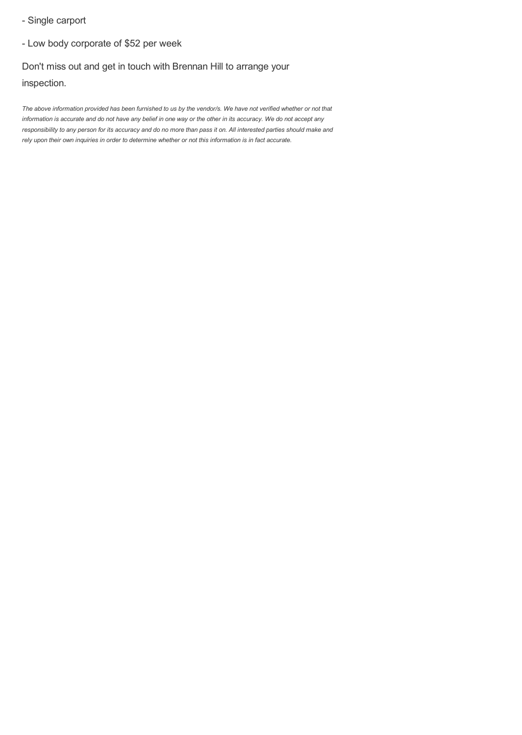- Single carport

- Low body corporate of $52 per week

Don't miss out and get in touch with Brennan Hill to arrange your inspection.

*The above information provided has been furnished to us by the vendor/s. We have not verified whether or not that information is accurate and do not have any belief in one way or the other in its accuracy. We do not accept any responsibility to any person for its accuracy and do no more than pass it on. All interested parties should make and rely upon their own inquiries in order to determine whether or not this information is in fact accurate.*